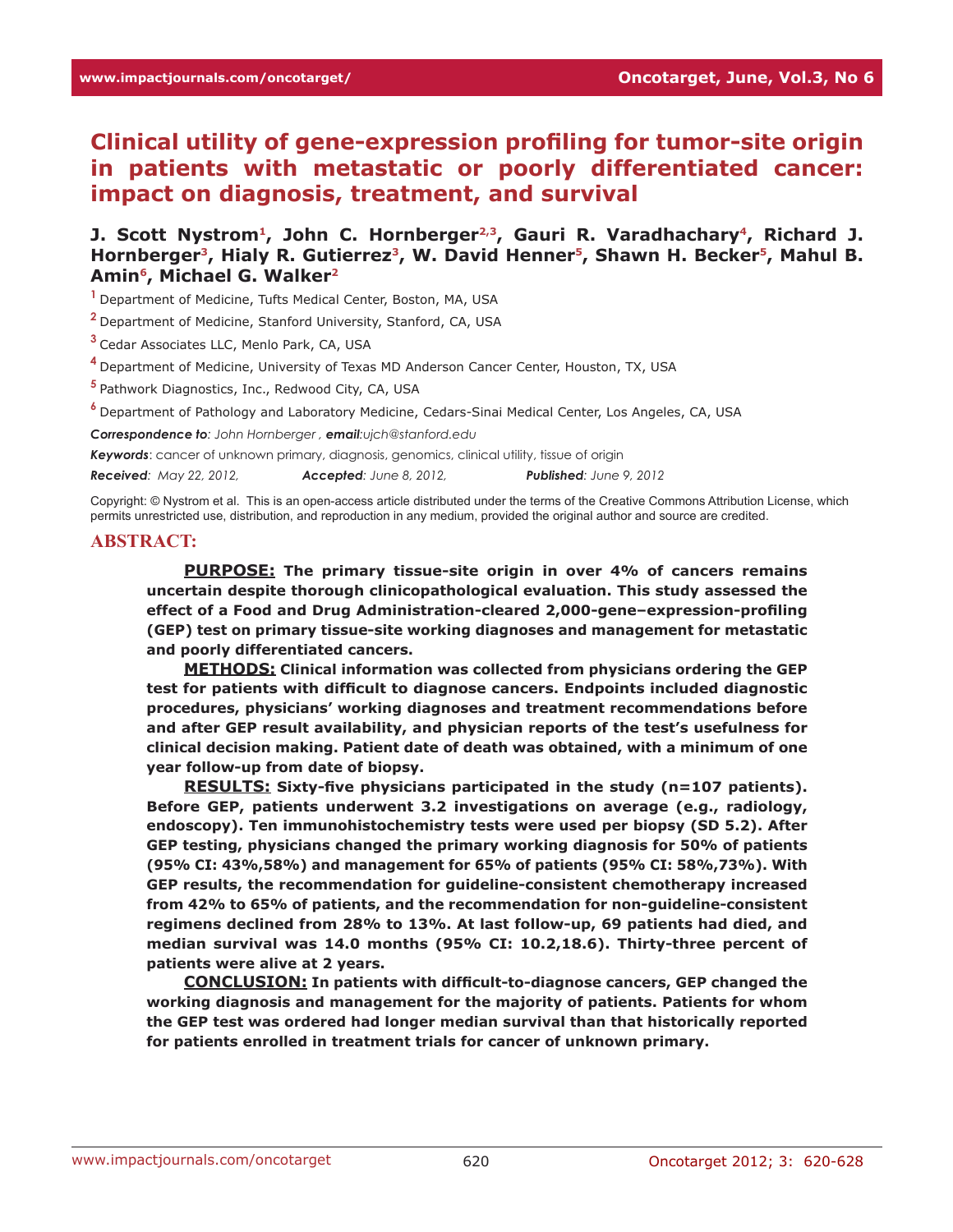# Clinical utility of gene-expression profiling for tumor-site origin in patients with metastatic or poorly differentiated cancer: impact on diagnosis, treatment, and survival

**J. Scott Nystrom[1], John C. Hornberger[2,3], Gauri R. Varadhachary[4], Richard J. Hornberger[3], Hialy R. Gutierrez[3], W. David Henner[5], Shawn H. Becker[5], Mahul B. Amin[6], Michael G. Walker[2]**

[1] Department of Medicine, Tufts Medical Center, Boston, MA, USA

[2] Department of Medicine, Stanford University, Stanford, CA, USA

[3] Cedar Associates LLC, Menlo Park, CA, USA

[4] Department of Medicine, University of Texas MD Anderson Cancer Center, Houston, TX, USA

[5] Pathwork Diagnostics, Inc., Redwood City, CA, USA

[6] Department of Pathology and Laboratory Medicine, Cedars-Sinai Medical Center, Los Angeles, CA, USA

***Correspondence to***: *John Hornberger* , ***email***:*ujch@stanford.edu*

***Keywords***: cancer of unknown primary, diagnosis, genomics, clinical utility, tissue of origin

***Received***: *May 22, 2012,* ***Accepted***: *June 8, 2012,* ***Published***: *June 9, 2012*

Copyright: © Nystrom et al. This is an open-access article distributed under the terms of the Creative Commons Attribution License, which permits unrestricted use, distribution, and reproduction in any medium, provided the original author and source are credited.

## ABSTRACT:

**PURPOSE: The primary tissue-site origin in over 4% of cancers remains uncertain despite thorough clinicopathological evaluation. This study assessed the effect of a Food and Drug Administration-cleared 2,000-gene–expression-profiling (GEP) test on primary tissue-site working diagnoses and management for metastatic and poorly differentiated cancers.**

**METHODS: Clinical information was collected from physicians ordering the GEP test for patients with difficult to diagnose cancers. Endpoints included diagnostic procedures, physicians' working diagnoses and treatment recommendations before and after GEP result availability, and physician reports of the test's usefulness for clinical decision making. Patient date of death was obtained, with a minimum of one year follow-up from date of biopsy.**

**RESULTS: Sixty-five physicians participated in the study (n=107 patients). Before GEP, patients underwent 3.2 investigations on average (e.g., radiology, endoscopy). Ten immunohistochemistry tests were used per biopsy (SD 5.2). After GEP testing, physicians changed the primary working diagnosis for 50% of patients (95% CI: 43%,58%) and management for 65% of patients (95% CI: 58%,73%). With GEP results, the recommendation for guideline-consistent chemotherapy increased from 42% to 65% of patients, and the recommendation for non-guideline-consistent regimens declined from 28% to 13%. At last follow-up, 69 patients had died, and median survival was 14.0 months (95% CI: 10.2,18.6). Thirty-three percent of patients were alive at 2 years.**

**CONCLUSION: In patients with difficult-to-diagnose cancers, GEP changed the working diagnosis and management for the majority of patients. Patients for whom the GEP test was ordered had longer median survival than that historically reported for patients enrolled in treatment trials for cancer of unknown primary.**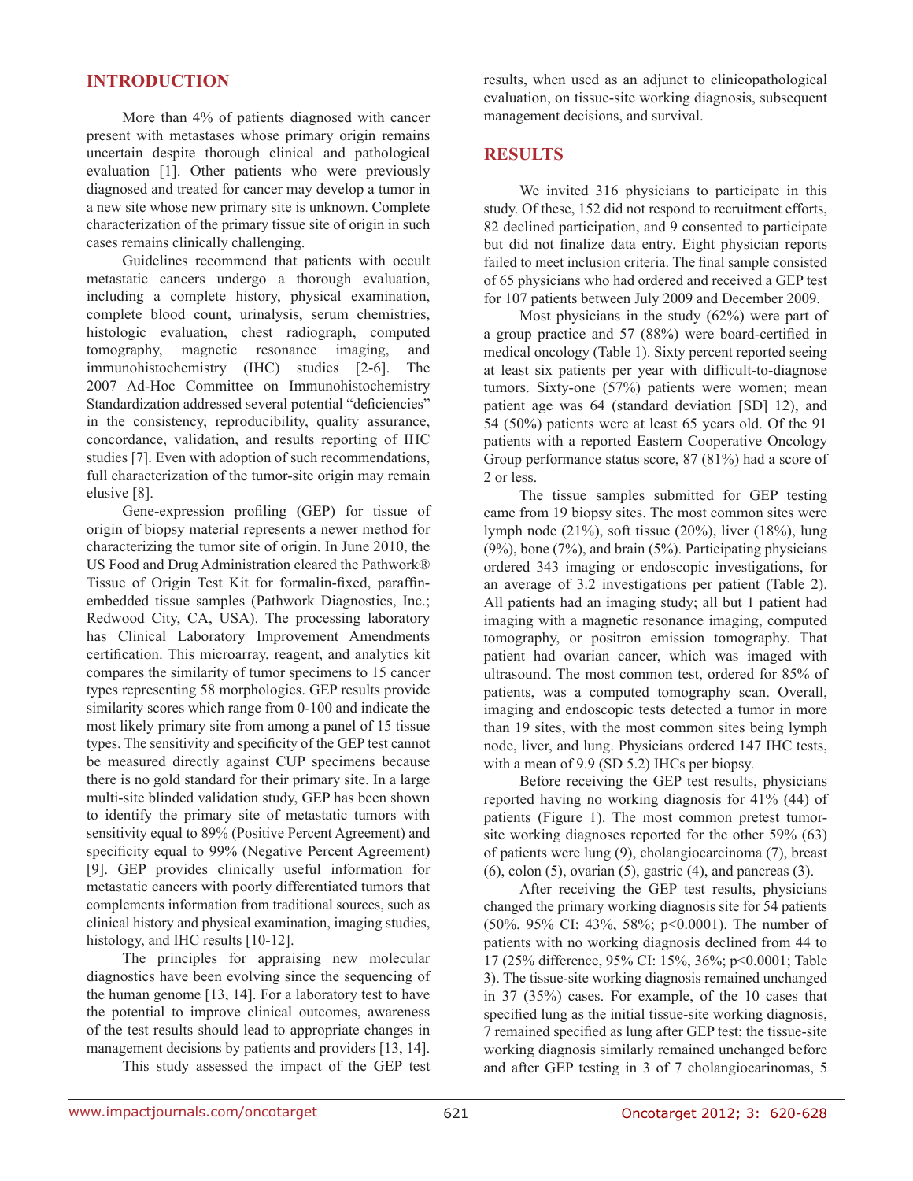## INTRODUCTION

More than 4% of patients diagnosed with cancer present with metastases whose primary origin remains uncertain despite thorough clinical and pathological evaluation [1]. Other patients who were previously diagnosed and treated for cancer may develop a tumor in a new site whose new primary site is unknown. Complete characterization of the primary tissue site of origin in such cases remains clinically challenging.

Guidelines recommend that patients with occult metastatic cancers undergo a thorough evaluation, including a complete history, physical examination, complete blood count, urinalysis, serum chemistries, histologic evaluation, chest radiograph, computed tomography, magnetic resonance imaging, and immunohistochemistry (IHC) studies [2-6]. The 2007 Ad-Hoc Committee on Immunohistochemistry Standardization addressed several potential "deficiencies" in the consistency, reproducibility, quality assurance, concordance, validation, and results reporting of IHC studies [7]. Even with adoption of such recommendations, full characterization of the tumor-site origin may remain elusive [8].

Gene-expression profiling (GEP) for tissue of origin of biopsy material represents a newer method for characterizing the tumor site of origin. In June 2010, the US Food and Drug Administration cleared the Pathwork® Tissue of Origin Test Kit for formalin-fixed, paraffin-embedded tissue samples (Pathwork Diagnostics, Inc.; Redwood City, CA, USA). The processing laboratory has Clinical Laboratory Improvement Amendments certification. This microarray, reagent, and analytics kit compares the similarity of tumor specimens to 15 cancer types representing 58 morphologies. GEP results provide similarity scores which range from 0-100 and indicate the most likely primary site from among a panel of 15 tissue types. The sensitivity and specificity of the GEP test cannot be measured directly against CUP specimens because there is no gold standard for their primary site. In a large multi-site blinded validation study, GEP has been shown to identify the primary site of metastatic tumors with sensitivity equal to 89% (Positive Percent Agreement) and specificity equal to 99% (Negative Percent Agreement) [9]. GEP provides clinically useful information for metastatic cancers with poorly differentiated tumors that complements information from traditional sources, such as clinical history and physical examination, imaging studies, histology, and IHC results [10-12].

The principles for appraising new molecular diagnostics have been evolving since the sequencing of the human genome [13, 14]. For a laboratory test to have the potential to improve clinical outcomes, awareness of the test results should lead to appropriate changes in management decisions by patients and providers [13, 14].

This study assessed the impact of the GEP test results, when used as an adjunct to clinicopathological evaluation, on tissue-site working diagnosis, subsequent management decisions, and survival.

## RESULTS

We invited 316 physicians to participate in this study. Of these, 152 did not respond to recruitment efforts, 82 declined participation, and 9 consented to participate but did not finalize data entry. Eight physician reports failed to meet inclusion criteria. The final sample consisted of 65 physicians who had ordered and received a GEP test for 107 patients between July 2009 and December 2009.

Most physicians in the study (62%) were part of a group practice and 57 (88%) were board-certified in medical oncology (Table 1). Sixty percent reported seeing at least six patients per year with difficult-to-diagnose tumors. Sixty-one (57%) patients were women; mean patient age was 64 (standard deviation [SD] 12), and 54 (50%) patients were at least 65 years old. Of the 91 patients with a reported Eastern Cooperative Oncology Group performance status score, 87 (81%) had a score of 2 or less.

The tissue samples submitted for GEP testing came from 19 biopsy sites. The most common sites were lymph node (21%), soft tissue (20%), liver (18%), lung (9%), bone (7%), and brain (5%). Participating physicians ordered 343 imaging or endoscopic investigations, for an average of 3.2 investigations per patient (Table 2). All patients had an imaging study; all but 1 patient had imaging with a magnetic resonance imaging, computed tomography, or positron emission tomography. That patient had ovarian cancer, which was imaged with ultrasound. The most common test, ordered for 85% of patients, was a computed tomography scan. Overall, imaging and endoscopic tests detected a tumor in more than 19 sites, with the most common sites being lymph node, liver, and lung. Physicians ordered 147 IHC tests, with a mean of 9.9 (SD 5.2) IHCs per biopsy.

Before receiving the GEP test results, physicians reported having no working diagnosis for 41% (44) of patients (Figure 1). The most common pretest tumor-site working diagnoses reported for the other 59% (63) of patients were lung (9), cholangiocarcinoma (7), breast (6), colon (5), ovarian (5), gastric (4), and pancreas (3).

After receiving the GEP test results, physicians changed the primary working diagnosis site for 54 patients (50%, 95% CI: 43%, 58%; $p<0.0001$). The number of patients with no working diagnosis declined from 44 to 17 (25% difference, 95% CI: 15%, 36%; $p<0.0001$; Table 3). The tissue-site working diagnosis remained unchanged in 37 (35%) cases. For example, of the 10 cases that specified lung as the initial tissue-site working diagnosis, 7 remained specified as lung after GEP test; the tissue-site working diagnosis similarly remained unchanged before and after GEP testing in 3 of 7 cholangiocarinomas, 5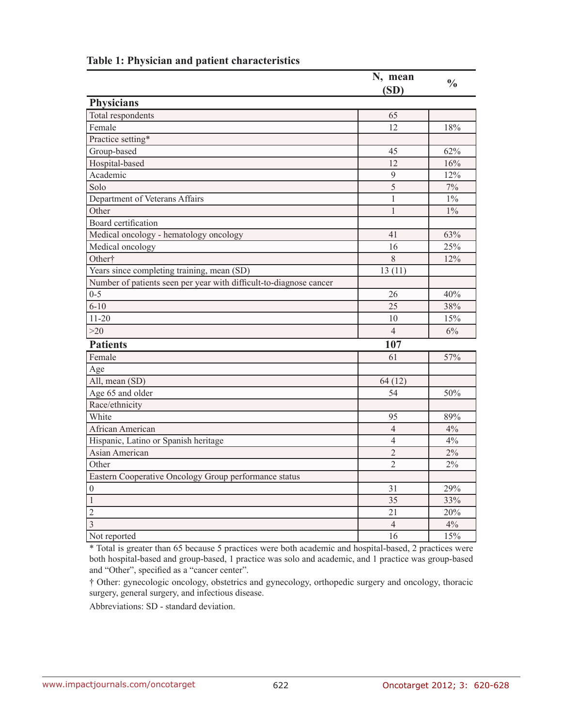**Table 1: Physician and patient characteristics**

| | N, mean (SD) | % |
|---|---|---|
| **Physicians** | | |
| Total respondents | 65 | |
| Female | 12 | 18% |
| Practice setting* | | |
| Group-based | 45 | 62% |
| Hospital-based | 12 | 16% |
| Academic | 9 | 12% |
| Solo | 5 | 7% |
| Department of Veterans Affairs | 1 | 1% |
| Other | 1 | 1% |
| Board certification | | |
| Medical oncology - hematology oncology | 41 | 63% |
| Medical oncology | 16 | 25% |
| Other† | 8 | 12% |
| Years since completing training, mean (SD) | 13 (11) | |
| Number of patients seen per year with difficult-to-diagnose cancer | | |
| 0-5 | 26 | 40% |
| 6-10 | 25 | 38% |
| 11-20 | 10 | 15% |
| >20 | 4 | 6% |
| **Patients** | **107** | |
| Female | 61 | 57% |
| Age | | |
| All, mean (SD) | 64 (12) | |
| Age 65 and older | 54 | 50% |
| Race/ethnicity | | |
| White | 95 | 89% |
| African American | 4 | 4% |
| Hispanic, Latino or Spanish heritage | 4 | 4% |
| Asian American | 2 | 2% |
| Other | 2 | 2% |
| Eastern Cooperative Oncology Group performance status | | |
| 0 | 31 | 29% |
| 1 | 35 | 33% |
| 2 | 21 | 20% |
| 3 | 4 | 4% |
| Not reported | 16 | 15% |

* Total is greater than 65 because 5 practices were both academic and hospital-based, 2 practices were both hospital-based and group-based, 1 practice was solo and academic, and 1 practice was group-based and "Other", specified as a "cancer center".

† Other: gynecologic oncology, obstetrics and gynecology, orthopedic surgery and oncology, thoracic surgery, general surgery, and infectious disease.

Abbreviations: SD - standard deviation.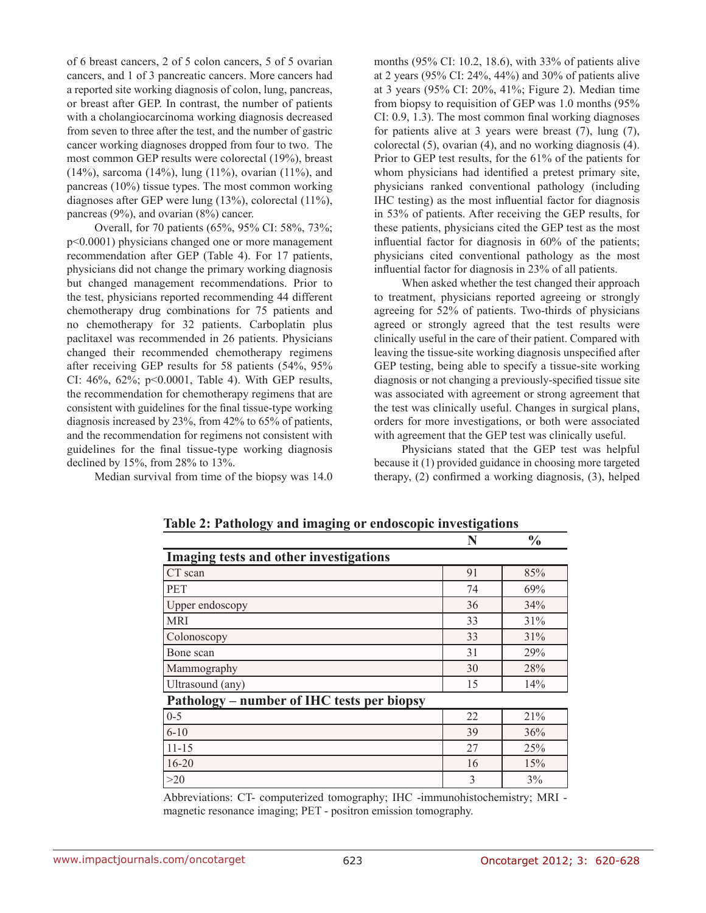of 6 breast cancers, 2 of 5 colon cancers, 5 of 5 ovarian cancers, and 1 of 3 pancreatic cancers. More cancers had a reported site working diagnosis of colon, lung, pancreas, or breast after GEP. In contrast, the number of patients with a cholangiocarcinoma working diagnosis decreased from seven to three after the test, and the number of gastric cancer working diagnoses dropped from four to two. The most common GEP results were colorectal (19%), breast (14%), sarcoma (14%), lung (11%), ovarian (11%), and pancreas (10%) tissue types. The most common working diagnoses after GEP were lung (13%), colorectal (11%), pancreas (9%), and ovarian (8%) cancer.

Overall, for 70 patients (65%, 95% CI: 58%, 73%; $p<0.0001$) physicians changed one or more management recommendation after GEP (Table 4). For 17 patients, physicians did not change the primary working diagnosis but changed management recommendations. Prior to the test, physicians reported recommending 44 different chemotherapy drug combinations for 75 patients and no chemotherapy for 32 patients. Carboplatin plus paclitaxel was recommended in 26 patients. Physicians changed their recommended chemotherapy regimens after receiving GEP results for 58 patients (54%, 95% CI: 46%, 62%; $p<0.0001$, Table 4). With GEP results, the recommendation for chemotherapy regimens that are consistent with guidelines for the final tissue-type working diagnosis increased by 23%, from 42% to 65% of patients, and the recommendation for regimens not consistent with guidelines for the final tissue-type working diagnosis declined by 15%, from 28% to 13%.

Median survival from time of the biopsy was 14.0 months (95% CI: 10.2, 18.6), with 33% of patients alive at 2 years (95% CI: 24%, 44%) and 30% of patients alive at 3 years (95% CI: 20%, 41%; Figure 2). Median time from biopsy to requisition of GEP was 1.0 months (95% CI: 0.9, 1.3). The most common final working diagnoses for patients alive at 3 years were breast (7), lung (7), colorectal (5), ovarian (4), and no working diagnosis (4). Prior to GEP test results, for the 61% of the patients for whom physicians had identified a pretest primary site, physicians ranked conventional pathology (including IHC testing) as the most influential factor for diagnosis in 53% of patients. After receiving the GEP results, for these patients, physicians cited the GEP test as the most influential factor for diagnosis in 60% of the patients; physicians cited conventional pathology as the most influential factor for diagnosis in 23% of all patients.

When asked whether the test changed their approach to treatment, physicians reported agreeing or strongly agreeing for 52% of patients. Two-thirds of physicians agreed or strongly agreed that the test results were clinically useful in the care of their patient. Compared with leaving the tissue-site working diagnosis unspecified after GEP testing, being able to specify a tissue-site working diagnosis or not changing a previously-specified tissue site was associated with agreement or strong agreement that the test was clinically useful. Changes in surgical plans, orders for more investigations, or both were associated with agreement that the GEP test was clinically useful.

Physicians stated that the GEP test was helpful because it (1) provided guidance in choosing more targeted therapy, (2) confirmed a working diagnosis, (3), helped

**Table 2: Pathology and imaging or endoscopic investigations**

| | N | % |
|---|---|---|
| **Imaging tests and other investigations** | | |
| CT scan | 91 | 85% |
| PET | 74 | 69% |
| Upper endoscopy | 36 | 34% |
| MRI | 33 | 31% |
| Colonoscopy | 33 | 31% |
| Bone scan | 31 | 29% |
| Mammography | 30 | 28% |
| Ultrasound (any) | 15 | 14% |
| **Pathology – number of IHC tests per biopsy** | | |
| 0-5 | 22 | 21% |
| 6-10 | 39 | 36% |
| 11-15 | 27 | 25% |
| 16-20 | 16 | 15% |
| >20 | 3 | 3% |

Abbreviations: CT- computerized tomography; IHC -immunohistochemistry; MRI - magnetic resonance imaging; PET - positron emission tomography.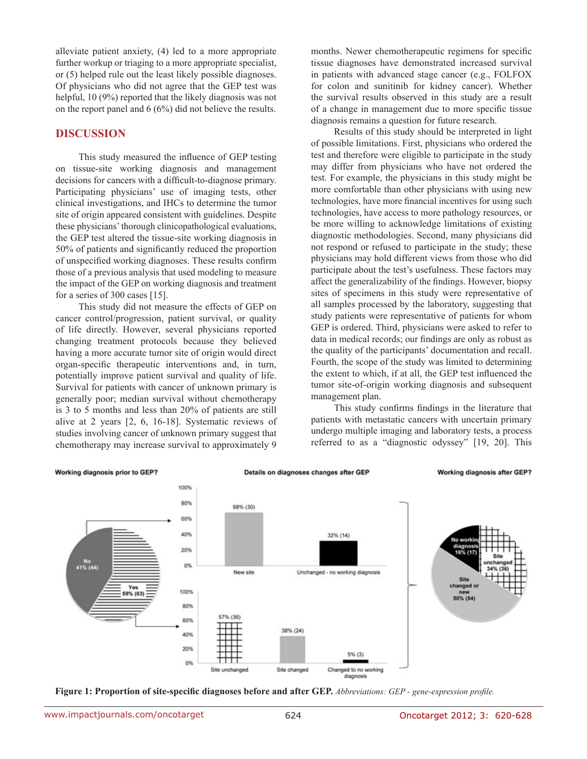alleviate patient anxiety, (4) led to a more appropriate further workup or triaging to a more appropriate specialist, or (5) helped rule out the least likely possible diagnoses. Of physicians who did not agree that the GEP test was helpful, 10 (9%) reported that the likely diagnosis was not on the report panel and 6 (6%) did not believe the results.

## DISCUSSION

This study measured the influence of GEP testing on tissue-site working diagnosis and management decisions for cancers with a difficult-to-diagnose primary. Participating physicians' use of imaging tests, other clinical investigations, and IHCs to determine the tumor site of origin appeared consistent with guidelines. Despite these physicians' thorough clinicopathological evaluations, the GEP test altered the tissue-site working diagnosis in 50% of patients and significantly reduced the proportion of unspecified working diagnoses. These results confirm those of a previous analysis that used modeling to measure the impact of the GEP on working diagnosis and treatment for a series of 300 cases [15].

This study did not measure the effects of GEP on cancer control/progression, patient survival, or quality of life directly. However, several physicians reported changing treatment protocols because they believed having a more accurate tumor site of origin would direct organ-specific therapeutic interventions and, in turn, potentially improve patient survival and quality of life. Survival for patients with cancer of unknown primary is generally poor; median survival without chemotherapy is 3 to 5 months and less than 20% of patients are still alive at 2 years [2, 6, 16-18]. Systematic reviews of studies involving cancer of unknown primary suggest that chemotherapy may increase survival to approximately 9 months. Newer chemotherapeutic regimens for specific tissue diagnoses have demonstrated increased survival in patients with advanced stage cancer (e.g., FOLFOX for colon and sunitinib for kidney cancer). Whether the survival results observed in this study are a result of a change in management due to more specific tissue diagnosis remains a question for future research.

Results of this study should be interpreted in light of possible limitations. First, physicians who ordered the test and therefore were eligible to participate in the study may differ from physicians who have not ordered the test. For example, the physicians in this study might be more comfortable than other physicians with using new technologies, have more financial incentives for using such technologies, have access to more pathology resources, or be more willing to acknowledge limitations of existing diagnostic methodologies. Second, many physicians did not respond or refused to participate in the study; these physicians may hold different views from those who did participate about the test's usefulness. These factors may affect the generalizability of the findings. However, biopsy sites of specimens in this study were representative of all samples processed by the laboratory, suggesting that study patients were representative of patients for whom GEP is ordered. Third, physicians were asked to refer to data in medical records; our findings are only as robust as the quality of the participants' documentation and recall. Fourth, the scope of the study was limited to determining the extent to which, if at all, the GEP test influenced the tumor site-of-origin working diagnosis and subsequent management plan.

This study confirms findings in the literature that patients with metastatic cancers with uncertain primary undergo multiple imaging and laboratory tests, a process referred to as a "diagnostic odyssey" [19, 20]. This

**Figure 1: Proportion of site-specific diagnoses before and after GEP.** *Abbreviations: GEP - gene-expression profile.*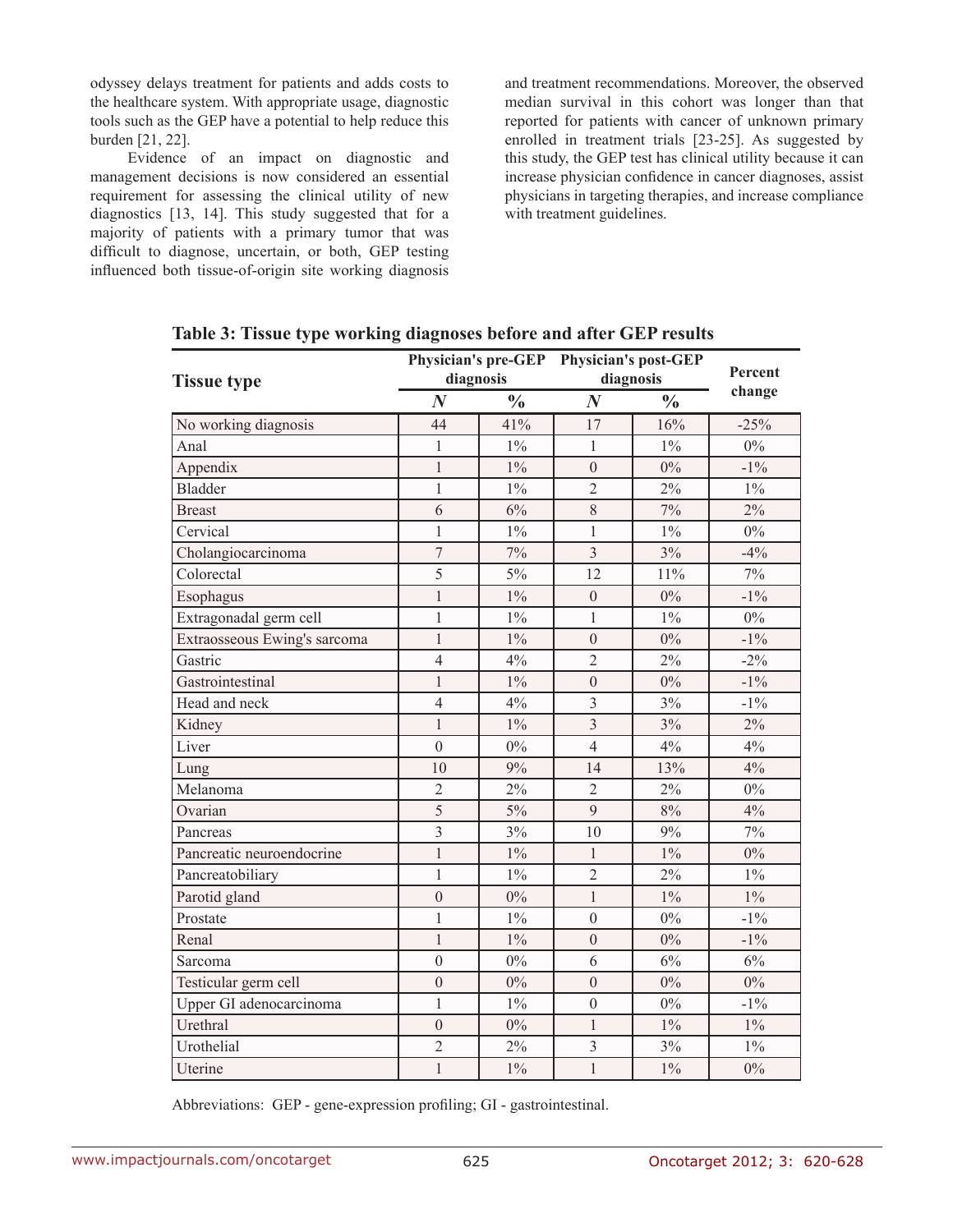odyssey delays treatment for patients and adds costs to the healthcare system. With appropriate usage, diagnostic tools such as the GEP have a potential to help reduce this burden [21, 22].

Evidence of an impact on diagnostic and management decisions is now considered an essential requirement for assessing the clinical utility of new diagnostics [13, 14]. This study suggested that for a majority of patients with a primary tumor that was difficult to diagnose, uncertain, or both, GEP testing influenced both tissue-of-origin site working diagnosis and treatment recommendations. Moreover, the observed median survival in this cohort was longer than that reported for patients with cancer of unknown primary enrolled in treatment trials [23-25]. As suggested by this study, the GEP test has clinical utility because it can increase physician confidence in cancer diagnoses, assist physicians in targeting therapies, and increase compliance with treatment guidelines.

**Table 3: Tissue type working diagnoses before and after GEP results**

| Tissue type | Physician's pre-GEP diagnosis | | Physician's post-GEP diagnosis | | Percent change |
|---|---|---|---|---|---|
| | *N* | % | *N* | % | |
| No working diagnosis | 44 | 41% | 17 | 16% | -25% |
| Anal | 1 | 1% | 1 | 1% | 0% |
| Appendix | 1 | 1% | 0 | 0% | -1% |
| Bladder | 1 | 1% | 2 | 2% | 1% |
| Breast | 6 | 6% | 8 | 7% | 2% |
| Cervical | 1 | 1% | 1 | 1% | 0% |
| Cholangiocarcinoma | 7 | 7% | 3 | 3% | -4% |
| Colorectal | 5 | 5% | 12 | 11% | 7% |
| Esophagus | 1 | 1% | 0 | 0% | -1% |
| Extragonadal germ cell | 1 | 1% | 1 | 1% | 0% |
| Extraosseous Ewing's sarcoma | 1 | 1% | 0 | 0% | -1% |
| Gastric | 4 | 4% | 2 | 2% | -2% |
| Gastrointestinal | 1 | 1% | 0 | 0% | -1% |
| Head and neck | 4 | 4% | 3 | 3% | -1% |
| Kidney | 1 | 1% | 3 | 3% | 2% |
| Liver | 0 | 0% | 4 | 4% | 4% |
| Lung | 10 | 9% | 14 | 13% | 4% |
| Melanoma | 2 | 2% | 2 | 2% | 0% |
| Ovarian | 5 | 5% | 9 | 8% | 4% |
| Pancreas | 3 | 3% | 10 | 9% | 7% |
| Pancreatic neuroendocrine | 1 | 1% | 1 | 1% | 0% |
| Pancreatobiliary | 1 | 1% | 2 | 2% | 1% |
| Parotid gland | 0 | 0% | 1 | 1% | 1% |
| Prostate | 1 | 1% | 0 | 0% | -1% |
| Renal | 1 | 1% | 0 | 0% | -1% |
| Sarcoma | 0 | 0% | 6 | 6% | 6% |
| Testicular germ cell | 0 | 0% | 0 | 0% | 0% |
| Upper GI adenocarcinoma | 1 | 1% | 0 | 0% | -1% |
| Urethral | 0 | 0% | 1 | 1% | 1% |
| Urothelial | 2 | 2% | 3 | 3% | 1% |
| Uterine | 1 | 1% | 1 | 1% | 0% |

Abbreviations: GEP - gene-expression profiling; GI - gastrointestinal.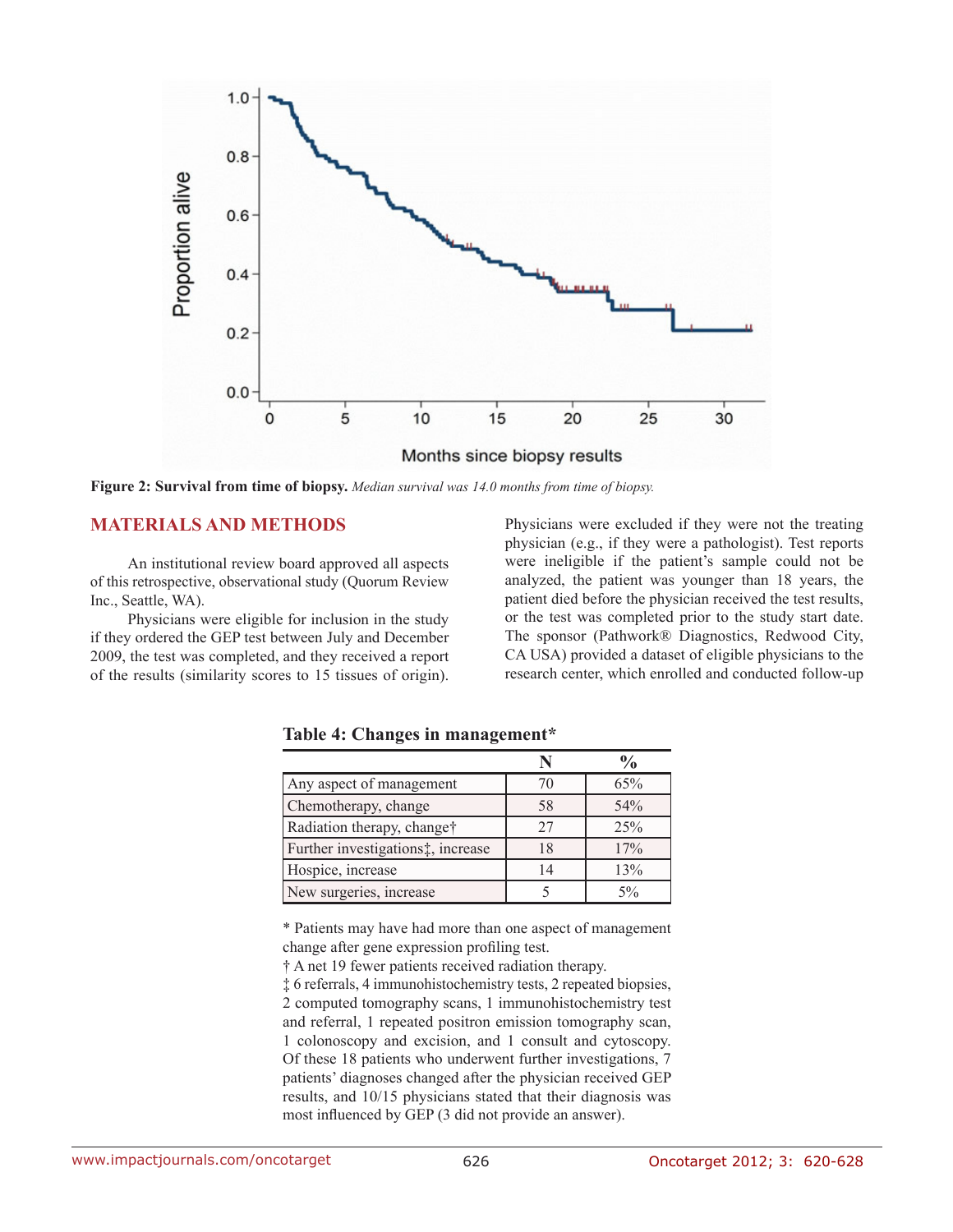**Figure 2: Survival from time of biopsy.** *Median survival was 14.0 months from time of biopsy.*

## MATERIALS AND METHODS

An institutional review board approved all aspects of this retrospective, observational study (Quorum Review Inc., Seattle, WA).

Physicians were eligible for inclusion in the study if they ordered the GEP test between July and December 2009, the test was completed, and they received a report of the results (similarity scores to 15 tissues of origin). Physicians were excluded if they were not the treating physician (e.g., if they were a pathologist). Test reports were ineligible if the patient's sample could not be analyzed, the patient was younger than 18 years, the patient died before the physician received the test results, or the test was completed prior to the study start date. The sponsor (Pathwork® Diagnostics, Redwood City, CA USA) provided a dataset of eligible physicians to the research center, which enrolled and conducted follow-up

**Table 4: Changes in management***

| | N | % |
|---|---|---|
| Any aspect of management | 70 | 65% |
| Chemotherapy, change | 58 | 54% |
| Radiation therapy, change† | 27 | 25% |
| Further investigations‡, increase | 18 | 17% |
| Hospice, increase | 14 | 13% |
| New surgeries, increase | 5 | 5% |

* Patients may have had more than one aspect of management change after gene expression profiling test.
† A net 19 fewer patients received radiation therapy.
‡ 6 referrals, 4 immunohistochemistry tests, 2 repeated biopsies, 2 computed tomography scans, 1 immunohistochemistry test and referral, 1 repeated positron emission tomography scan, 1 colonoscopy and excision, and 1 consult and cytoscopy. Of these 18 patients who underwent further investigations, 7 patients' diagnoses changed after the physician received GEP results, and 10/15 physicians stated that their diagnosis was most influenced by GEP (3 did not provide an answer).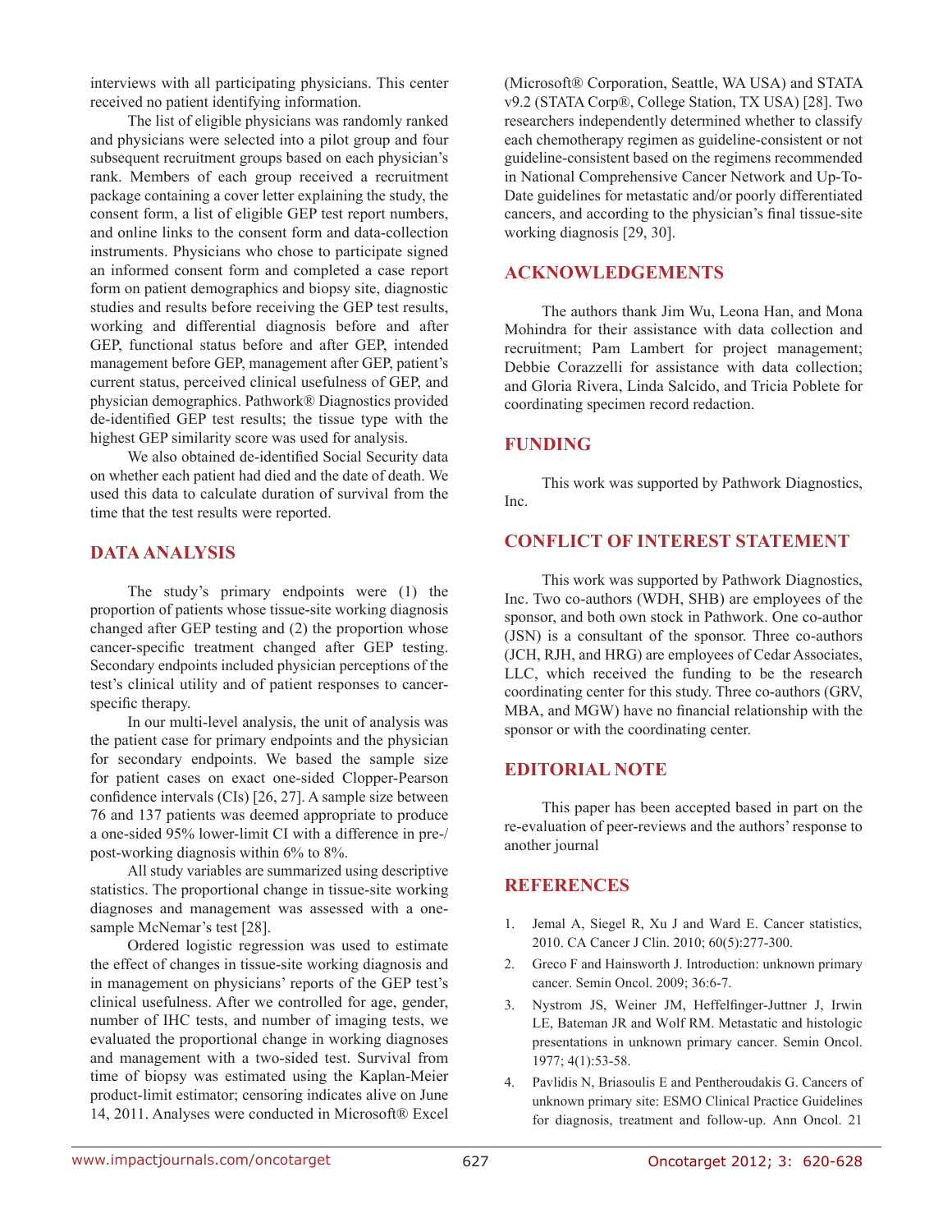interviews with all participating physicians. This center received no patient identifying information.

The list of eligible physicians was randomly ranked and physicians were selected into a pilot group and four subsequent recruitment groups based on each physician's rank. Members of each group received a recruitment package containing a cover letter explaining the study, the consent form, a list of eligible GEP test report numbers, and online links to the consent form and data-collection instruments. Physicians who chose to participate signed an informed consent form and completed a case report form on patient demographics and biopsy site, diagnostic studies and results before receiving the GEP test results, working and differential diagnosis before and after GEP, functional status before and after GEP, intended management before GEP, management after GEP, patient's current status, perceived clinical usefulness of GEP, and physician demographics. Pathwork® Diagnostics provided de-identified GEP test results; the tissue type with the highest GEP similarity score was used for analysis.

We also obtained de-identified Social Security data on whether each patient had died and the date of death. We used this data to calculate duration of survival from the time that the test results were reported.

## DATA ANALYSIS

The study's primary endpoints were (1) the proportion of patients whose tissue-site working diagnosis changed after GEP testing and (2) the proportion whose cancer-specific treatment changed after GEP testing. Secondary endpoints included physician perceptions of the test's clinical utility and of patient responses to cancer-specific therapy.

In our multi-level analysis, the unit of analysis was the patient case for primary endpoints and the physician for secondary endpoints. We based the sample size for patient cases on exact one-sided Clopper-Pearson confidence intervals (CIs) [26, 27]. A sample size between 76 and 137 patients was deemed appropriate to produce a one-sided 95% lower-limit CI with a difference in pre-/post-working diagnosis within 6% to 8%.

All study variables are summarized using descriptive statistics. The proportional change in tissue-site working diagnoses and management was assessed with a one-sample McNemar's test [28].

Ordered logistic regression was used to estimate the effect of changes in tissue-site working diagnosis and in management on physicians' reports of the GEP test's clinical usefulness. After we controlled for age, gender, number of IHC tests, and number of imaging tests, we evaluated the proportional change in working diagnoses and management with a two-sided test. Survival from time of biopsy was estimated using the Kaplan-Meier product-limit estimator; censoring indicates alive on June 14, 2011. Analyses were conducted in Microsoft® Excel (Microsoft® Corporation, Seattle, WA USA) and STATA v9.2 (STATA Corp®, College Station, TX USA) [28]. Two researchers independently determined whether to classify each chemotherapy regimen as guideline-consistent or not guideline-consistent based on the regimens recommended in National Comprehensive Cancer Network and Up-To-Date guidelines for metastatic and/or poorly differentiated cancers, and according to the physician's final tissue-site working diagnosis [29, 30].

## ACKNOWLEDGEMENTS

The authors thank Jim Wu, Leona Han, and Mona Mohindra for their assistance with data collection and recruitment; Pam Lambert for project management; Debbie Corazzelli for assistance with data collection; and Gloria Rivera, Linda Salcido, and Tricia Poblete for coordinating specimen record redaction.

## FUNDING

This work was supported by Pathwork Diagnostics, Inc.

## CONFLICT OF INTEREST STATEMENT

This work was supported by Pathwork Diagnostics, Inc. Two co-authors (WDH, SHB) are employees of the sponsor, and both own stock in Pathwork. One co-author (JSN) is a consultant of the sponsor. Three co-authors (JCH, RJH, and HRG) are employees of Cedar Associates, LLC, which received the funding to be the research coordinating center for this study. Three co-authors (GRV, MBA, and MGW) have no financial relationship with the sponsor or with the coordinating center.

## EDITORIAL NOTE

This paper has been accepted based in part on the re-evaluation of peer-reviews and the authors' response to another journal

## REFERENCES

1. Jemal A, Siegel R, Xu J and Ward E. Cancer statistics, 2010. CA Cancer J Clin. 2010; 60(5):277-300.
2. Greco F and Hainsworth J. Introduction: unknown primary cancer. Semin Oncol. 2009; 36:6-7.
3. Nystrom JS, Weiner JM, Heffelfinger-Juttner J, Irwin LE, Bateman JR and Wolf RM. Metastatic and histologic presentations in unknown primary cancer. Semin Oncol. 1977; 4(1):53-58.
4. Pavlidis N, Briasoulis E and Pentheroudakis G. Cancers of unknown primary site: ESMO Clinical Practice Guidelines for diagnosis, treatment and follow-up. Ann Oncol. 21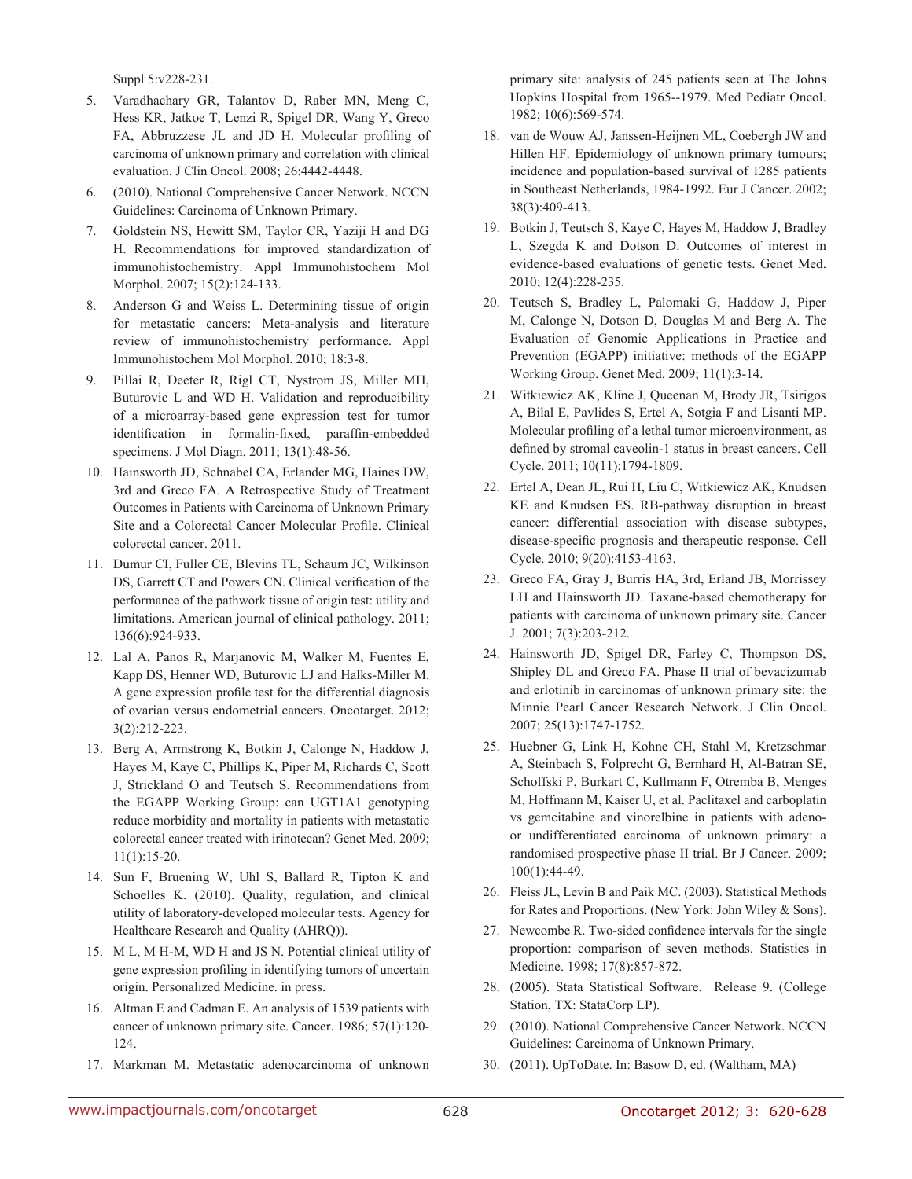Suppl 5:v228-231.

5. Varadhachary GR, Talantov D, Raber MN, Meng C, Hess KR, Jatkoe T, Lenzi R, Spigel DR, Wang Y, Greco FA, Abbruzzese JL and JD H. Molecular profiling of carcinoma of unknown primary and correlation with clinical evaluation. J Clin Oncol. 2008; 26:4442-4448.
6. (2010). National Comprehensive Cancer Network. NCCN Guidelines: Carcinoma of Unknown Primary.
7. Goldstein NS, Hewitt SM, Taylor CR, Yaziji H and DG H. Recommendations for improved standardization of immunohistochemistry. Appl Immunohistochem Mol Morphol. 2007; 15(2):124-133.
8. Anderson G and Weiss L. Determining tissue of origin for metastatic cancers: Meta-analysis and literature review of immunohistochemistry performance. Appl Immunohistochem Mol Morphol. 2010; 18:3-8.
9. Pillai R, Deeter R, Rigl CT, Nystrom JS, Miller MH, Buturovic L and WD H. Validation and reproducibility of a microarray-based gene expression test for tumor identification in formalin-fixed, paraffin-embedded specimens. J Mol Diagn. 2011; 13(1):48-56.
10. Hainsworth JD, Schnabel CA, Erlander MG, Haines DW, 3rd and Greco FA. A Retrospective Study of Treatment Outcomes in Patients with Carcinoma of Unknown Primary Site and a Colorectal Cancer Molecular Profile. Clinical colorectal cancer. 2011.
11. Dumur CI, Fuller CE, Blevins TL, Schaum JC, Wilkinson DS, Garrett CT and Powers CN. Clinical verification of the performance of the pathwork tissue of origin test: utility and limitations. American journal of clinical pathology. 2011; 136(6):924-933.
12. Lal A, Panos R, Marjanovic M, Walker M, Fuentes E, Kapp DS, Henner WD, Buturovic LJ and Halks-Miller M. A gene expression profile test for the differential diagnosis of ovarian versus endometrial cancers. Oncotarget. 2012; 3(2):212-223.
13. Berg A, Armstrong K, Botkin J, Calonge N, Haddow J, Hayes M, Kaye C, Phillips K, Piper M, Richards C, Scott J, Strickland O and Teutsch S. Recommendations from the EGAPP Working Group: can UGT1A1 genotyping reduce morbidity and mortality in patients with metastatic colorectal cancer treated with irinotecan? Genet Med. 2009; 11(1):15-20.
14. Sun F, Bruening W, Uhl S, Ballard R, Tipton K and Schoelles K. (2010). Quality, regulation, and clinical utility of laboratory-developed molecular tests. Agency for Healthcare Research and Quality (AHRQ)).
15. M L, M H-M, WD H and JS N. Potential clinical utility of gene expression profiling in identifying tumors of uncertain origin. Personalized Medicine. in press.
16. Altman E and Cadman E. An analysis of 1539 patients with cancer of unknown primary site. Cancer. 1986; 57(1):120-124.
17. Markman M. Metastatic adenocarcinoma of unknown primary site: analysis of 245 patients seen at The Johns Hopkins Hospital from 1965--1979. Med Pediatr Oncol. 1982; 10(6):569-574.
18. van de Wouw AJ, Janssen-Heijnen ML, Coebergh JW and Hillen HF. Epidemiology of unknown primary tumours; incidence and population-based survival of 1285 patients in Southeast Netherlands, 1984-1992. Eur J Cancer. 2002; 38(3):409-413.
19. Botkin J, Teutsch S, Kaye C, Hayes M, Haddow J, Bradley L, Szegda K and Dotson D. Outcomes of interest in evidence-based evaluations of genetic tests. Genet Med. 2010; 12(4):228-235.
20. Teutsch S, Bradley L, Palomaki G, Haddow J, Piper M, Calonge N, Dotson D, Douglas M and Berg A. The Evaluation of Genomic Applications in Practice and Prevention (EGAPP) initiative: methods of the EGAPP Working Group. Genet Med. 2009; 11(1):3-14.
21. Witkiewicz AK, Kline J, Queenan M, Brody JR, Tsirigos A, Bilal E, Pavlides S, Ertel A, Sotgia F and Lisanti MP. Molecular profiling of a lethal tumor microenvironment, as defined by stromal caveolin-1 status in breast cancers. Cell Cycle. 2011; 10(11):1794-1809.
22. Ertel A, Dean JL, Rui H, Liu C, Witkiewicz AK, Knudsen KE and Knudsen ES. RB-pathway disruption in breast cancer: differential association with disease subtypes, disease-specific prognosis and therapeutic response. Cell Cycle. 2010; 9(20):4153-4163.
23. Greco FA, Gray J, Burris HA, 3rd, Erland JB, Morrissey LH and Hainsworth JD. Taxane-based chemotherapy for patients with carcinoma of unknown primary site. Cancer J. 2001; 7(3):203-212.
24. Hainsworth JD, Spigel DR, Farley C, Thompson DS, Shipley DL and Greco FA. Phase II trial of bevacizumab and erlotinib in carcinomas of unknown primary site: the Minnie Pearl Cancer Research Network. J Clin Oncol. 2007; 25(13):1747-1752.
25. Huebner G, Link H, Kohne CH, Stahl M, Kretzschmar A, Steinbach S, Folprecht G, Bernhard H, Al-Batran SE, Schoffski P, Burkart C, Kullmann F, Otremba B, Menges M, Hoffmann M, Kaiser U, et al. Paclitaxel and carboplatin vs gemcitabine and vinorelbine in patients with adeno- or undifferentiated carcinoma of unknown primary: a randomised prospective phase II trial. Br J Cancer. 2009; 100(1):44-49.
26. Fleiss JL, Levin B and Paik MC. (2003). Statistical Methods for Rates and Proportions. (New York: John Wiley & Sons).
27. Newcombe R. Two-sided confidence intervals for the single proportion: comparison of seven methods. Statistics in Medicine. 1998; 17(8):857-872.
28. (2005). Stata Statistical Software. Release 9. (College Station, TX: StataCorp LP).
29. (2010). National Comprehensive Cancer Network. NCCN Guidelines: Carcinoma of Unknown Primary.
30. (2011). UpToDate. In: Basow D, ed. (Waltham, MA)